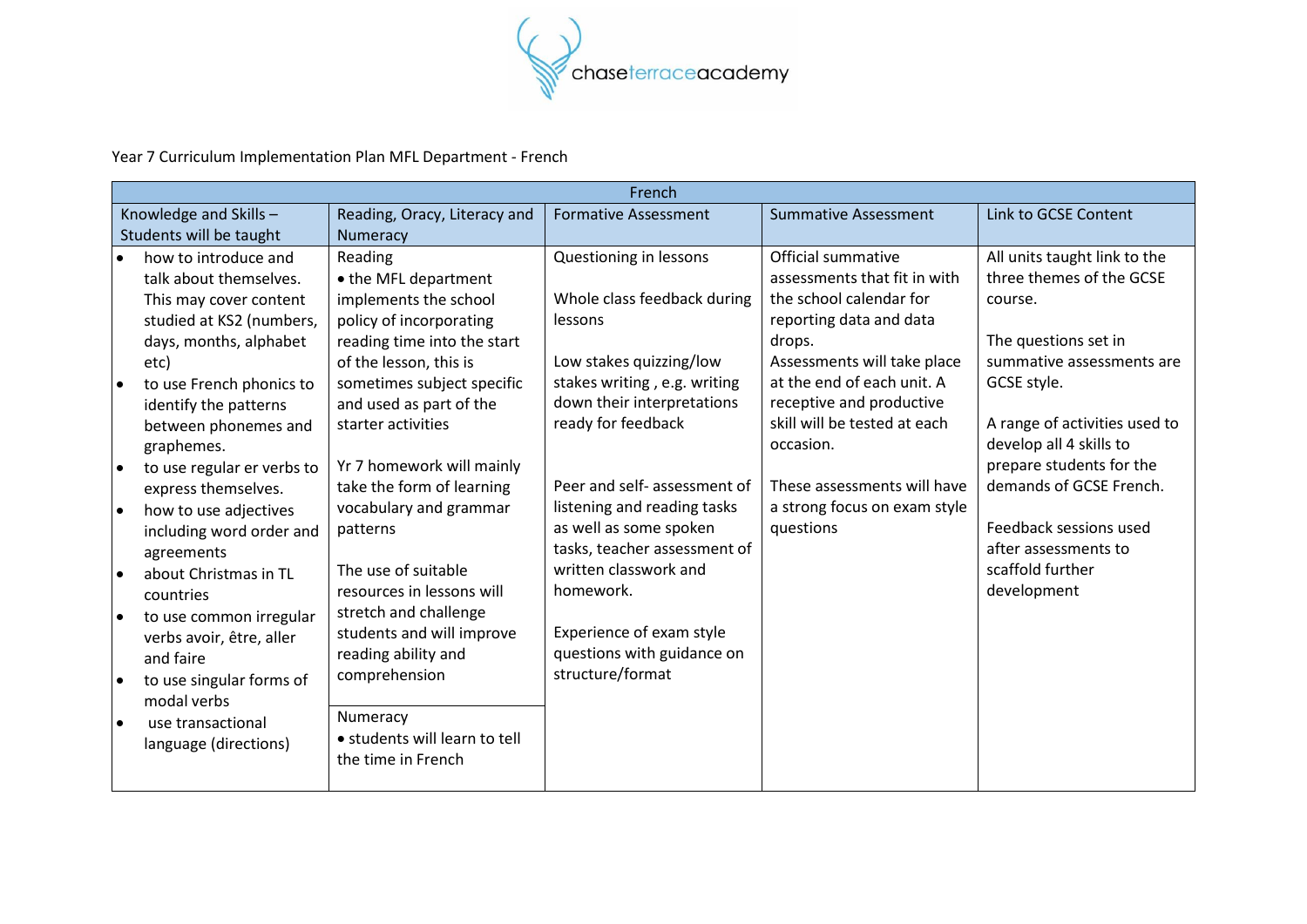Year 7 Curriculum Implementation Plan MFL Department - French

| French | | | | |
|---|---|---|---|---|
| Knowledge and Skills – Students will be taught | Reading, Oracy, Literacy and Numeracy | Formative Assessment | Summative Assessment | Link to GCSE Content |
| • how to introduce and talk about themselves. This may cover content studied at KS2 (numbers, days, months, alphabet etc)<br>• to use French phonics to identify the patterns between phonemes and graphemes.<br>• to use regular er verbs to express themselves.<br>• how to use adjectives including word order and agreements<br>• about Christmas in TL countries<br>• to use common irregular verbs avoir, être, aller and faire<br>• to use singular forms of modal verbs<br>• use transactional language (directions) | Reading<br>• the MFL department implements the school policy of incorporating reading time into the start of the lesson, this is sometimes subject specific and used as part of the starter activities<br><br>Yr 7 homework will mainly take the form of learning vocabulary and grammar patterns<br><br>The use of suitable resources in lessons will stretch and challenge students and will improve reading ability and comprehension<br><br>Numeracy<br>• students will learn to tell the time in French | Questioning in lessons<br><br>Whole class feedback during lessons<br><br>Low stakes quizzing/low stakes writing , e.g. writing down their interpretations ready for feedback<br><br>Peer and self- assessment of listening and reading tasks as well as some spoken tasks, teacher assessment of written classwork and homework.<br><br>Experience of exam style questions with guidance on structure/format | Official summative assessments that fit in with the school calendar for reporting data and data drops.<br>Assessments will take place at the end of each unit. A receptive and productive skill will be tested at each occasion.<br><br>These assessments will have a strong focus on exam style questions | All units taught link to the three themes of the GCSE course.<br><br>The questions set in summative assessments are GCSE style.<br><br>A range of activities used to develop all 4 skills to prepare students for the demands of GCSE French.<br><br>Feedback sessions used after assessments to scaffold further development |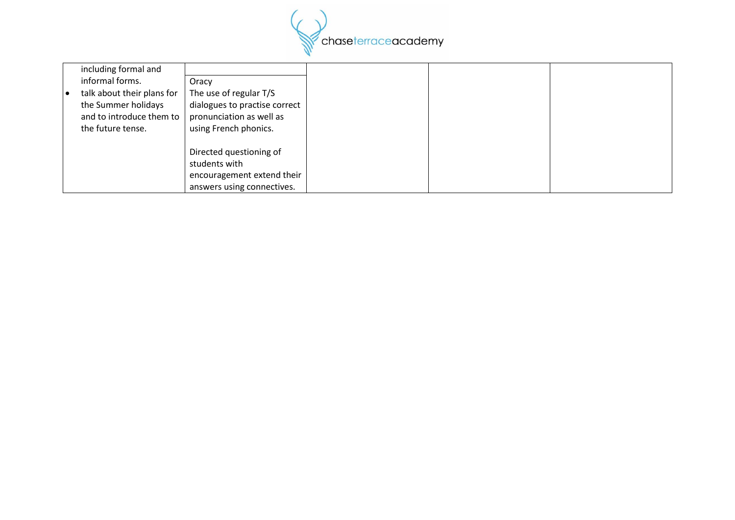| | | | | |
|---|---|---|---|---|
| including formal and informal forms.<br>• talk about their plans for the Summer holidays and to introduce them to the future tense. | <br>Oracy<br>The use of regular T/S dialogues to practise correct pronunciation as well as using French phonics.<br><br>Directed questioning of students with encouragement extend their answers using connectives. | | | |